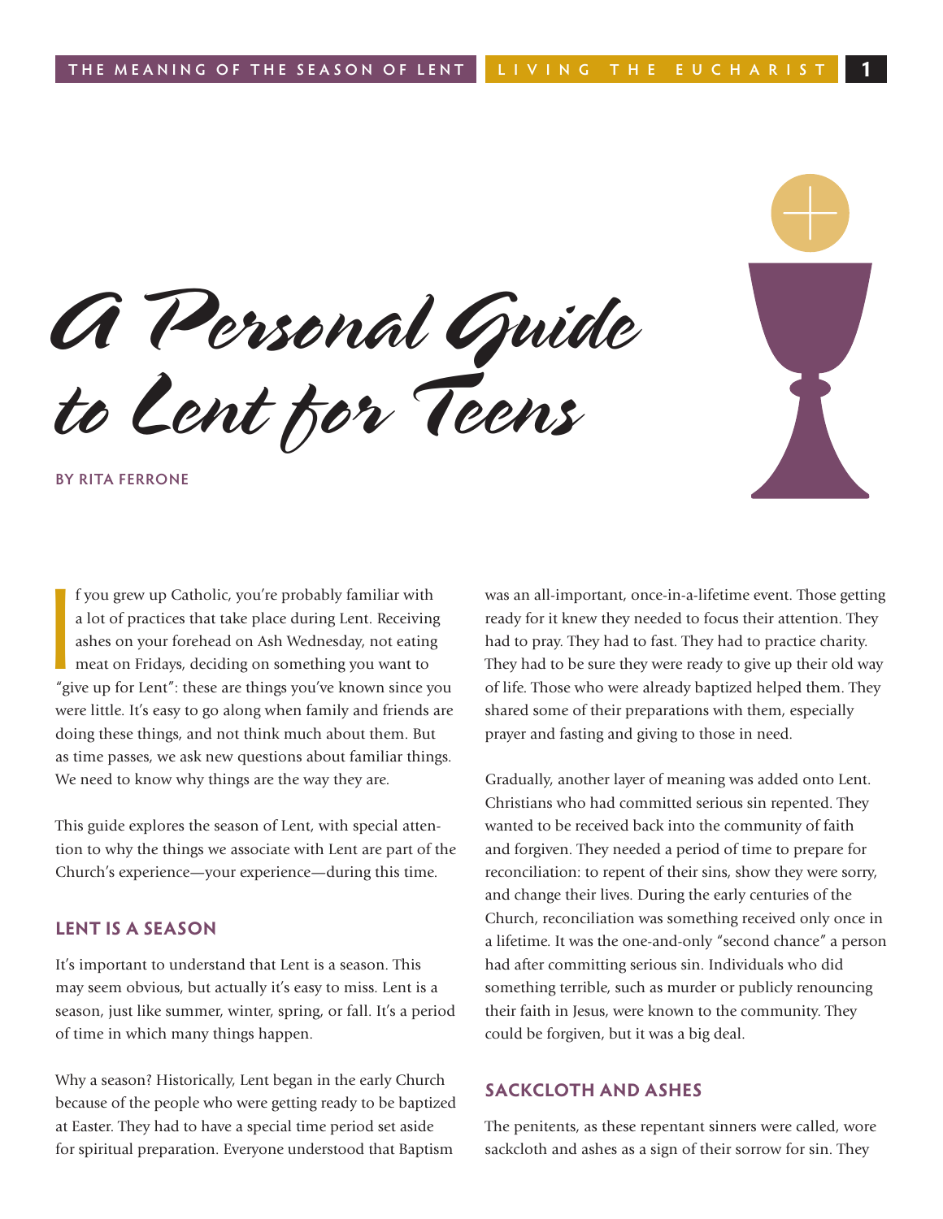# A Personal Guide to Lent for Teens

**BY RITA FERRONE**

If you grew up Catholic, you're probably familiar with a lot of practices that take place during Lent. Receiving ashes on your forehead on Ash Wednesday, not eating meat on Fridays, deciding on something you want to "give up for Lent": these are things you've known since you were little. It's easy to go along when family and friends are doing these things, and not think much about them. But as time passes, we ask new questions about familiar things. We need to know why things are the way they are.

This guide explores the season of Lent, with special attention to why the things we associate with Lent are part of the Church's experience—your experience—during this time.

## LENT IS A SEASON

It's important to understand that Lent is a season. This may seem obvious, but actually it's easy to miss. Lent is a season, just like summer, winter, spring, or fall. It's a period of time in which many things happen.

Why a season? Historically, Lent began in the early Church because of the people who were getting ready to be baptized at Easter. They had to have a special time period set aside for spiritual preparation. Everyone understood that Baptism was an all-important, once-in-a-lifetime event. Those getting ready for it knew they needed to focus their attention. They had to pray. They had to fast. They had to practice charity. They had to be sure they were ready to give up their old way of life. Those who were already baptized helped them. They shared some of their preparations with them, especially prayer and fasting and giving to those in need.

Gradually, another layer of meaning was added onto Lent. Christians who had committed serious sin repented. They wanted to be received back into the community of faith and forgiven. They needed a period of time to prepare for reconciliation: to repent of their sins, show they were sorry, and change their lives. During the early centuries of the Church, reconciliation was something received only once in a lifetime. It was the one-and-only "second chance" a person had after committing serious sin. Individuals who did something terrible, such as murder or publicly renouncing their faith in Jesus, were known to the community. They could be forgiven, but it was a big deal.

## SACKCLOTH AND ASHES

The penitents, as these repentant sinners were called, wore sackcloth and ashes as a sign of their sorrow for sin. They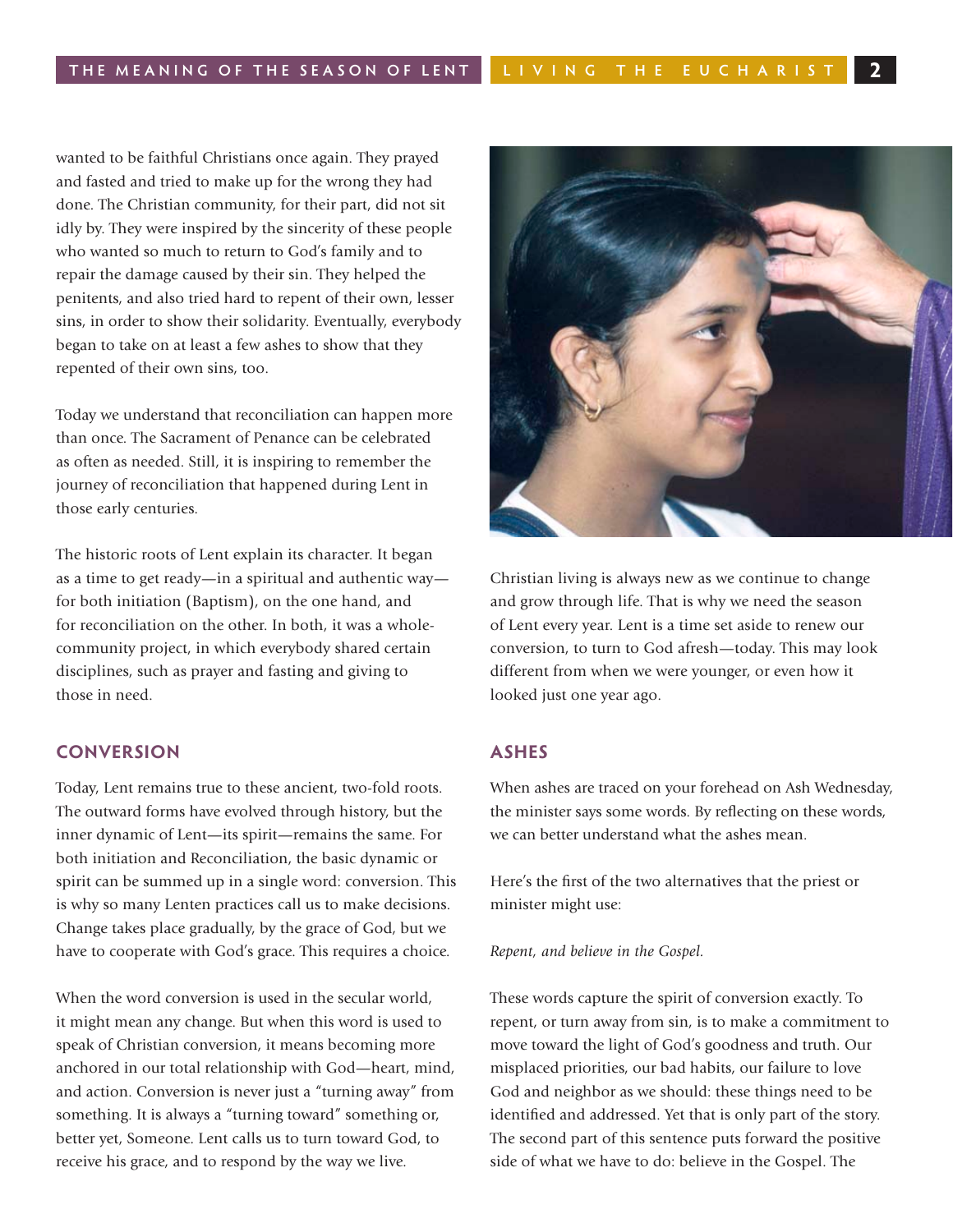wanted to be faithful Christians once again. They prayed and fasted and tried to make up for the wrong they had done. The Christian community, for their part, did not sit idly by. They were inspired by the sincerity of these people who wanted so much to return to God's family and to repair the damage caused by their sin. They helped the penitents, and also tried hard to repent of their own, lesser sins, in order to show their solidarity. Eventually, everybody began to take on at least a few ashes to show that they repented of their own sins, too.

Today we understand that reconciliation can happen more than once. The Sacrament of Penance can be celebrated as often as needed. Still, it is inspiring to remember the journey of reconciliation that happened during Lent in those early centuries.

The historic roots of Lent explain its character. It began as a time to get ready—in a spiritual and authentic way—for both initiation (Baptism), on the one hand, and for reconciliation on the other. In both, it was a whole-community project, in which everybody shared certain disciplines, such as prayer and fasting and giving to those in need.

## CONVERSION

Today, Lent remains true to these ancient, two-fold roots. The outward forms have evolved through history, but the inner dynamic of Lent—its spirit—remains the same. For both initiation and Reconciliation, the basic dynamic or spirit can be summed up in a single word: conversion. This is why so many Lenten practices call us to make decisions. Change takes place gradually, by the grace of God, but we have to cooperate with God's grace. This requires a choice.

When the word conversion is used in the secular world, it might mean any change. But when this word is used to speak of Christian conversion, it means becoming more anchored in our total relationship with God—heart, mind, and action. Conversion is never just a "turning away" from something. It is always a "turning toward" something or, better yet, Someone. Lent calls us to turn toward God, to receive his grace, and to respond by the way we live.

Christian living is always new as we continue to change and grow through life. That is why we need the season of Lent every year. Lent is a time set aside to renew our conversion, to turn to God afresh—today. This may look different from when we were younger, or even how it looked just one year ago.

## ASHES

When ashes are traced on your forehead on Ash Wednesday, the minister says some words. By reflecting on these words, we can better understand what the ashes mean.

Here's the first of the two alternatives that the priest or minister might use:

*Repent, and believe in the Gospel.*

These words capture the spirit of conversion exactly. To repent, or turn away from sin, is to make a commitment to move toward the light of God's goodness and truth. Our misplaced priorities, our bad habits, our failure to love God and neighbor as we should: these things need to be identified and addressed. Yet that is only part of the story. The second part of this sentence puts forward the positive side of what we have to do: believe in the Gospel. The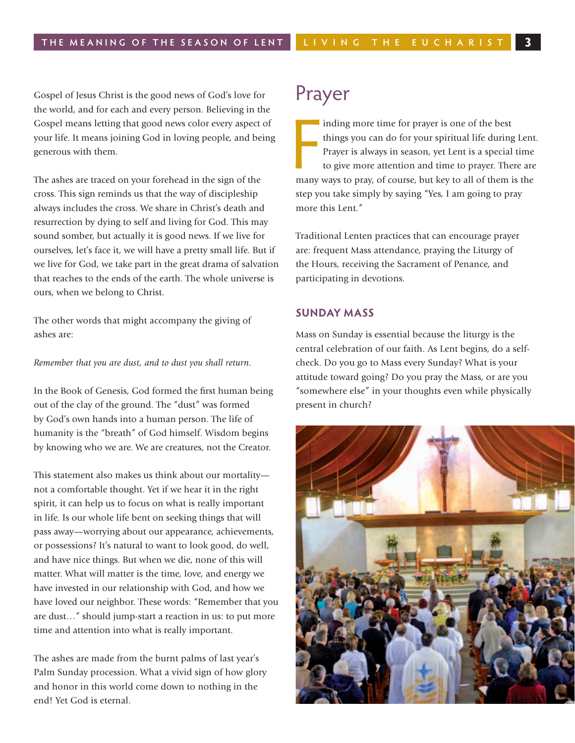Gospel of Jesus Christ is the good news of God's love for the world, and for each and every person. Believing in the Gospel means letting that good news color every aspect of your life. It means joining God in loving people, and being generous with them.

The ashes are traced on your forehead in the sign of the cross. This sign reminds us that the way of discipleship always includes the cross. We share in Christ's death and resurrection by dying to self and living for God. This may sound somber, but actually it is good news. If we live for ourselves, let's face it, we will have a pretty small life. But if we live for God, we take part in the great drama of salvation that reaches to the ends of the earth. The whole universe is ours, when we belong to Christ.

The other words that might accompany the giving of ashes are:

*Remember that you are dust, and to dust you shall return.*

In the Book of Genesis, God formed the first human being out of the clay of the ground. The "dust" was formed by God's own hands into a human person. The life of humanity is the "breath" of God himself. Wisdom begins by knowing who we are. We are creatures, not the Creator.

This statement also makes us think about our mortality—not a comfortable thought. Yet if we hear it in the right spirit, it can help us to focus on what is really important in life. Is our whole life bent on seeking things that will pass away—worrying about our appearance, achievements, or possessions? It's natural to want to look good, do well, and have nice things. But when we die, none of this will matter. What will matter is the time, love, and energy we have invested in our relationship with God, and how we have loved our neighbor. These words: "Remember that you are dust…" should jump-start a reaction in us: to put more time and attention into what is really important.

The ashes are made from the burnt palms of last year's Palm Sunday procession. What a vivid sign of how glory and honor in this world come down to nothing in the end! Yet God is eternal.

# Prayer

Finding more time for prayer is one of the best things you can do for your spiritual life during Lent. Prayer is always in season, yet Lent is a special time to give more attention and time to prayer. There are many ways to pray, of course, but key to all of them is the step you take simply by saying "Yes, I am going to pray more this Lent."

Traditional Lenten practices that can encourage prayer are: frequent Mass attendance, praying the Liturgy of the Hours, receiving the Sacrament of Penance, and participating in devotions.

## SUNDAY MASS

Mass on Sunday is essential because the liturgy is the central celebration of our faith. As Lent begins, do a self-check. Do you go to Mass every Sunday? What is your attitude toward going? Do you pray the Mass, or are you "somewhere else" in your thoughts even while physically present in church?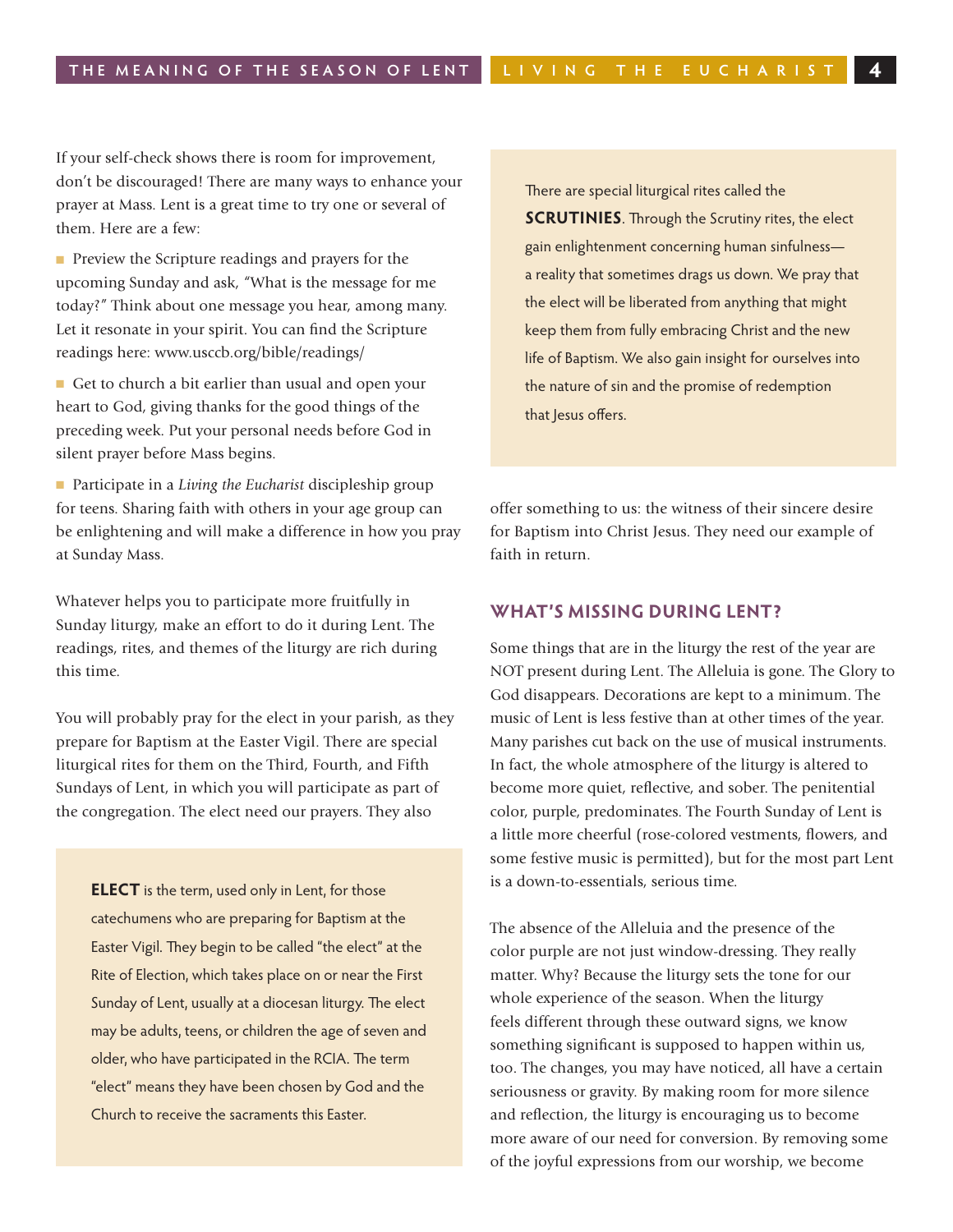If your self-check shows there is room for improvement, don't be discouraged! There are many ways to enhance your prayer at Mass. Lent is a great time to try one or several of them. Here are a few:

- Preview the Scripture readings and prayers for the upcoming Sunday and ask, "What is the message for me today?" Think about one message you hear, among many. Let it resonate in your spirit. You can find the Scripture readings here: www.usccb.org/bible/readings/
- Get to church a bit earlier than usual and open your heart to God, giving thanks for the good things of the preceding week. Put your personal needs before God in silent prayer before Mass begins.
- Participate in a *Living the Eucharist* discipleship group for teens. Sharing faith with others in your age group can be enlightening and will make a difference in how you pray at Sunday Mass.

Whatever helps you to participate more fruitfully in Sunday liturgy, make an effort to do it during Lent. The readings, rites, and themes of the liturgy are rich during this time.

You will probably pray for the elect in your parish, as they prepare for Baptism at the Easter Vigil. There are special liturgical rites for them on the Third, Fourth, and Fifth Sundays of Lent, in which you will participate as part of the congregation. The elect need our prayers. They also offer something to us: the witness of their sincere desire for Baptism into Christ Jesus. They need our example of faith in return.

> **ELECT** is the term, used only in Lent, for those catechumens who are preparing for Baptism at the Easter Vigil. They begin to be called "the elect" at the Rite of Election, which takes place on or near the First Sunday of Lent, usually at a diocesan liturgy. The elect may be adults, teens, or children the age of seven and older, who have participated in the RCIA. The term "elect" means they have been chosen by God and the Church to receive the sacraments this Easter.

> There are special liturgical rites called the **SCRUTINIES**. Through the Scrutiny rites, the elect gain enlightenment concerning human sinfulness—a reality that sometimes drags us down. We pray that the elect will be liberated from anything that might keep them from fully embracing Christ and the new life of Baptism. We also gain insight for ourselves into the nature of sin and the promise of redemption that Jesus offers.

## WHAT'S MISSING DURING LENT?

Some things that are in the liturgy the rest of the year are NOT present during Lent. The Alleluia is gone. The Glory to God disappears. Decorations are kept to a minimum. The music of Lent is less festive than at other times of the year. Many parishes cut back on the use of musical instruments. In fact, the whole atmosphere of the liturgy is altered to become more quiet, reflective, and sober. The penitential color, purple, predominates. The Fourth Sunday of Lent is a little more cheerful (rose-colored vestments, flowers, and some festive music is permitted), but for the most part Lent is a down-to-essentials, serious time.

The absence of the Alleluia and the presence of the color purple are not just window-dressing. They really matter. Why? Because the liturgy sets the tone for our whole experience of the season. When the liturgy feels different through these outward signs, we know something significant is supposed to happen within us, too. The changes, you may have noticed, all have a certain seriousness or gravity. By making room for more silence and reflection, the liturgy is encouraging us to become more aware of our need for conversion. By removing some of the joyful expressions from our worship, we become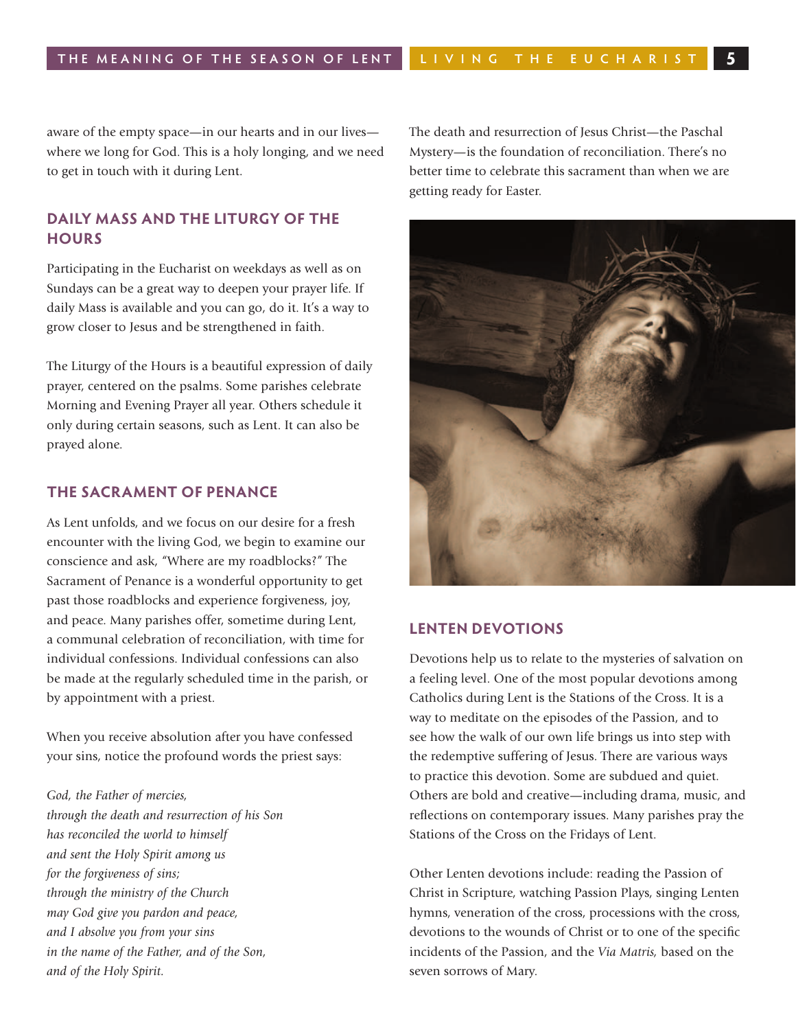aware of the empty space—in our hearts and in our lives—where we long for God. This is a holy longing, and we need to get in touch with it during Lent.

## DAILY MASS AND THE LITURGY OF THE HOURS

Participating in the Eucharist on weekdays as well as on Sundays can be a great way to deepen your prayer life. If daily Mass is available and you can go, do it. It's a way to grow closer to Jesus and be strengthened in faith.

The Liturgy of the Hours is a beautiful expression of daily prayer, centered on the psalms. Some parishes celebrate Morning and Evening Prayer all year. Others schedule it only during certain seasons, such as Lent. It can also be prayed alone.

## THE SACRAMENT OF PENANCE

As Lent unfolds, and we focus on our desire for a fresh encounter with the living God, we begin to examine our conscience and ask, "Where are my roadblocks?" The Sacrament of Penance is a wonderful opportunity to get past those roadblocks and experience forgiveness, joy, and peace. Many parishes offer, sometime during Lent, a communal celebration of reconciliation, with time for individual confessions. Individual confessions can also be made at the regularly scheduled time in the parish, or by appointment with a priest.

When you receive absolution after you have confessed your sins, notice the profound words the priest says:

*God, the Father of mercies,*
*through the death and resurrection of his Son*
*has reconciled the world to himself*
*and sent the Holy Spirit among us*
*for the forgiveness of sins;*
*through the ministry of the Church*
*may God give you pardon and peace,*
*and I absolve you from your sins*
*in the name of the Father, and of the Son,*
*and of the Holy Spirit.*

The death and resurrection of Jesus Christ—the Paschal Mystery—is the foundation of reconciliation. There's no better time to celebrate this sacrament than when we are getting ready for Easter.

## LENTEN DEVOTIONS

Devotions help us to relate to the mysteries of salvation on a feeling level. One of the most popular devotions among Catholics during Lent is the Stations of the Cross. It is a way to meditate on the episodes of the Passion, and to see how the walk of our own life brings us into step with the redemptive suffering of Jesus. There are various ways to practice this devotion. Some are subdued and quiet. Others are bold and creative—including drama, music, and reflections on contemporary issues. Many parishes pray the Stations of the Cross on the Fridays of Lent.

Other Lenten devotions include: reading the Passion of Christ in Scripture, watching Passion Plays, singing Lenten hymns, veneration of the cross, processions with the cross, devotions to the wounds of Christ or to one of the specific incidents of the Passion, and the *Via Matris,* based on the seven sorrows of Mary.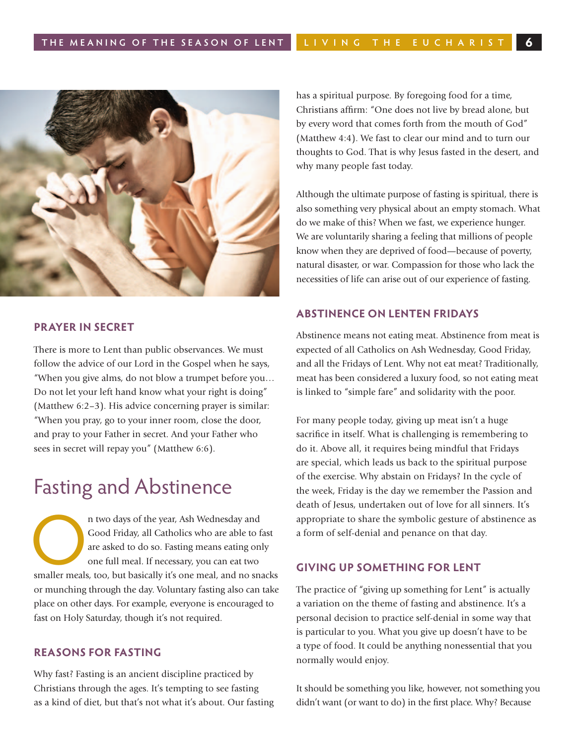## PRAYER IN SECRET

There is more to Lent than public observances. We must follow the advice of our Lord in the Gospel when he says, "When you give alms, do not blow a trumpet before you… Do not let your left hand know what your right is doing" (Matthew 6:2–3). His advice concerning prayer is similar: "When you pray, go to your inner room, close the door, and pray to your Father in secret. And your Father who sees in secret will repay you" (Matthew 6:6).

# Fasting and Abstinence

On two days of the year, Ash Wednesday and Good Friday, all Catholics who are able to fast are asked to do so. Fasting means eating only one full meal. If necessary, you can eat two smaller meals, too, but basically it's one meal, and no snacks or munching through the day. Voluntary fasting also can take place on other days. For example, everyone is encouraged to fast on Holy Saturday, though it's not required.

## REASONS FOR FASTING

Why fast? Fasting is an ancient discipline practiced by Christians through the ages. It's tempting to see fasting as a kind of diet, but that's not what it's about. Our fasting has a spiritual purpose. By foregoing food for a time, Christians affirm: "One does not live by bread alone, but by every word that comes forth from the mouth of God" (Matthew 4:4). We fast to clear our mind and to turn our thoughts to God. That is why Jesus fasted in the desert, and why many people fast today.

Although the ultimate purpose of fasting is spiritual, there is also something very physical about an empty stomach. What do we make of this? When we fast, we experience hunger. We are voluntarily sharing a feeling that millions of people know when they are deprived of food—because of poverty, natural disaster, or war. Compassion for those who lack the necessities of life can arise out of our experience of fasting.

## ABSTINENCE ON LENTEN FRIDAYS

Abstinence means not eating meat. Abstinence from meat is expected of all Catholics on Ash Wednesday, Good Friday, and all the Fridays of Lent. Why not eat meat? Traditionally, meat has been considered a luxury food, so not eating meat is linked to "simple fare" and solidarity with the poor.

For many people today, giving up meat isn't a huge sacrifice in itself. What is challenging is remembering to do it. Above all, it requires being mindful that Fridays are special, which leads us back to the spiritual purpose of the exercise. Why abstain on Fridays? In the cycle of the week, Friday is the day we remember the Passion and death of Jesus, undertaken out of love for all sinners. It's appropriate to share the symbolic gesture of abstinence as a form of self-denial and penance on that day.

## GIVING UP SOMETHING FOR LENT

The practice of "giving up something for Lent" is actually a variation on the theme of fasting and abstinence. It's a personal decision to practice self-denial in some way that is particular to you. What you give up doesn't have to be a type of food. It could be anything nonessential that you normally would enjoy.

It should be something you like, however, not something you didn't want (or want to do) in the first place. Why? Because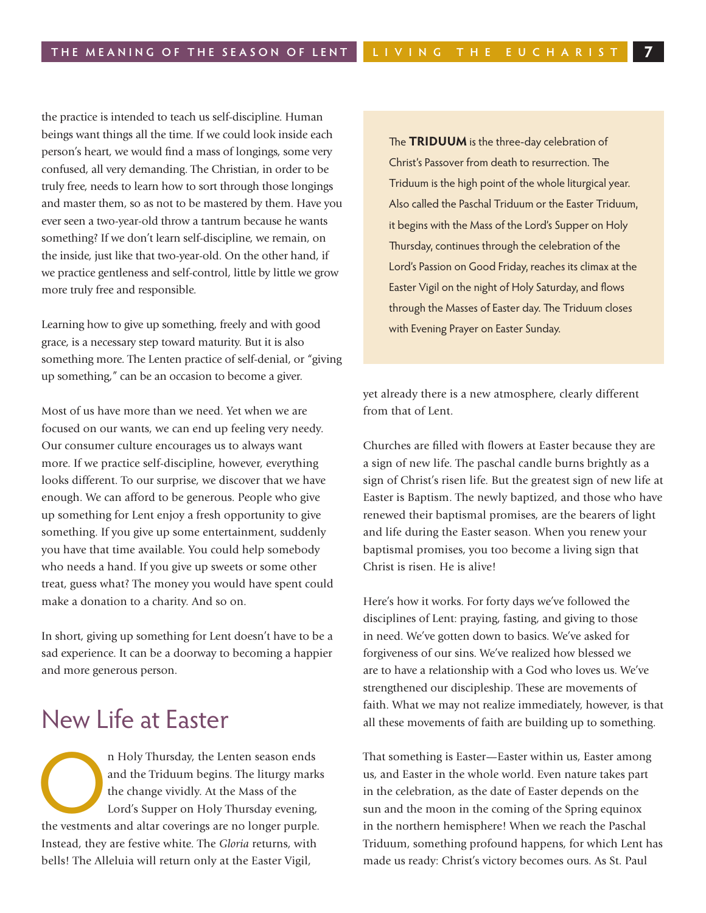the practice is intended to teach us self-discipline. Human beings want things all the time. If we could look inside each person's heart, we would find a mass of longings, some very confused, all very demanding. The Christian, in order to be truly free, needs to learn how to sort through those longings and master them, so as not to be mastered by them. Have you ever seen a two-year-old throw a tantrum because he wants something? If we don't learn self-discipline, we remain, on the inside, just like that two-year-old. On the other hand, if we practice gentleness and self-control, little by little we grow more truly free and responsible.

Learning how to give up something, freely and with good grace, is a necessary step toward maturity. But it is also something more. The Lenten practice of self-denial, or "giving up something," can be an occasion to become a giver.

Most of us have more than we need. Yet when we are focused on our wants, we can end up feeling very needy. Our consumer culture encourages us to always want more. If we practice self-discipline, however, everything looks different. To our surprise, we discover that we have enough. We can afford to be generous. People who give up something for Lent enjoy a fresh opportunity to give something. If you give up some entertainment, suddenly you have that time available. You could help somebody who needs a hand. If you give up sweets or some other treat, guess what? The money you would have spent could make a donation to a charity. And so on.

In short, giving up something for Lent doesn't have to be a sad experience. It can be a doorway to becoming a happier and more generous person.

## New Life at Easter

On Holy Thursday, the Lenten season ends and the Triduum begins. The liturgy marks the change vividly. At the Mass of the Lord's Supper on Holy Thursday evening, the vestments and altar coverings are no longer purple. Instead, they are festive white. The *Gloria* returns, with bells! The Alleluia will return only at the Easter Vigil, yet already there is a new atmosphere, clearly different from that of Lent.

> The **TRIDUUM** is the three-day celebration of Christ's Passover from death to resurrection. The Triduum is the high point of the whole liturgical year. Also called the Paschal Triduum or the Easter Triduum, it begins with the Mass of the Lord's Supper on Holy Thursday, continues through the celebration of the Lord's Passion on Good Friday, reaches its climax at the Easter Vigil on the night of Holy Saturday, and flows through the Masses of Easter day. The Triduum closes with Evening Prayer on Easter Sunday.

Churches are filled with flowers at Easter because they are a sign of new life. The paschal candle burns brightly as a sign of Christ's risen life. But the greatest sign of new life at Easter is Baptism. The newly baptized, and those who have renewed their baptismal promises, are the bearers of light and life during the Easter season. When you renew your baptismal promises, you too become a living sign that Christ is risen. He is alive!

Here's how it works. For forty days we've followed the disciplines of Lent: praying, fasting, and giving to those in need. We've gotten down to basics. We've asked for forgiveness of our sins. We've realized how blessed we are to have a relationship with a God who loves us. We've strengthened our discipleship. These are movements of faith. What we may not realize immediately, however, is that all these movements of faith are building up to something.

That something is Easter—Easter within us, Easter among us, and Easter in the whole world. Even nature takes part in the celebration, as the date of Easter depends on the sun and the moon in the coming of the Spring equinox in the northern hemisphere! When we reach the Paschal Triduum, something profound happens, for which Lent has made us ready: Christ's victory becomes ours. As St. Paul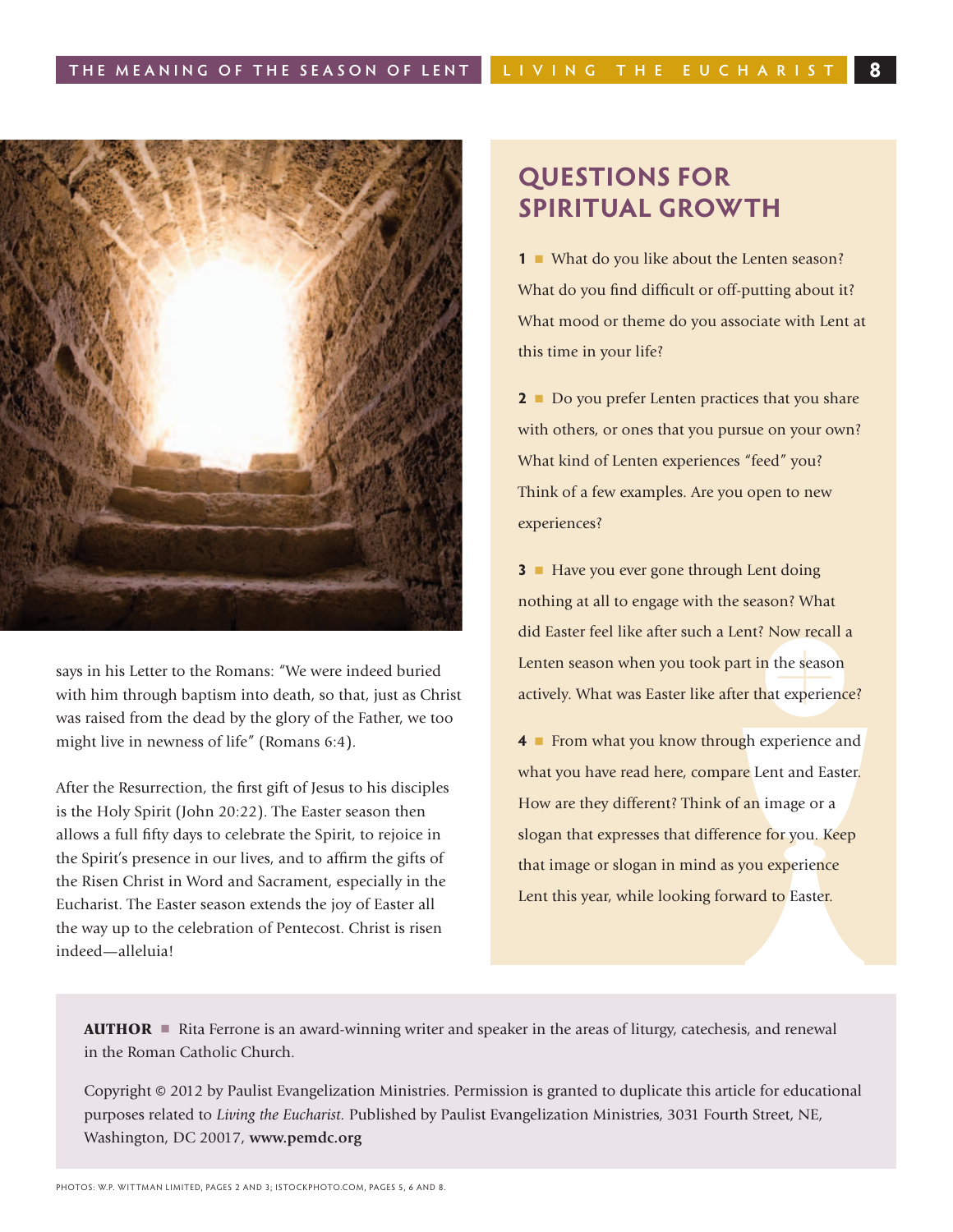says in his Letter to the Romans: "We were indeed buried with him through baptism into death, so that, just as Christ was raised from the dead by the glory of the Father, we too might live in newness of life" (Romans 6:4).

After the Resurrection, the first gift of Jesus to his disciples is the Holy Spirit (John 20:22). The Easter season then allows a full fifty days to celebrate the Spirit, to rejoice in the Spirit's presence in our lives, and to affirm the gifts of the Risen Christ in Word and Sacrament, especially in the Eucharist. The Easter season extends the joy of Easter all the way up to the celebration of Pentecost. Christ is risen indeed—alleluia!

## QUESTIONS FOR SPIRITUAL GROWTH

**1** ■ What do you like about the Lenten season? What do you find difficult or off-putting about it? What mood or theme do you associate with Lent at this time in your life?

**2** ■ Do you prefer Lenten practices that you share with others, or ones that you pursue on your own? What kind of Lenten experiences "feed" you? Think of a few examples. Are you open to new experiences?

**3** ■ Have you ever gone through Lent doing nothing at all to engage with the season? What did Easter feel like after such a Lent? Now recall a Lenten season when you took part in the season actively. What was Easter like after that experience?

**4** ■ From what you know through experience and what you have read here, compare Lent and Easter. How are they different? Think of an image or a slogan that expresses that difference for you. Keep that image or slogan in mind as you experience Lent this year, while looking forward to Easter.

**AUTHOR** ■ Rita Ferrone is an award-winning writer and speaker in the areas of liturgy, catechesis, and renewal in the Roman Catholic Church.

Copyright © 2012 by Paulist Evangelization Ministries. Permission is granted to duplicate this article for educational purposes related to *Living the Eucharist*. Published by Paulist Evangelization Ministries, 3031 Fourth Street, NE, Washington, DC 20017, **www.pemdc.org**

PHOTOS: W.P. WITTMAN LIMITED, PAGES 2 AND 3; ISTOCKPHOTO.COM, PAGES 5, 6 AND 8.